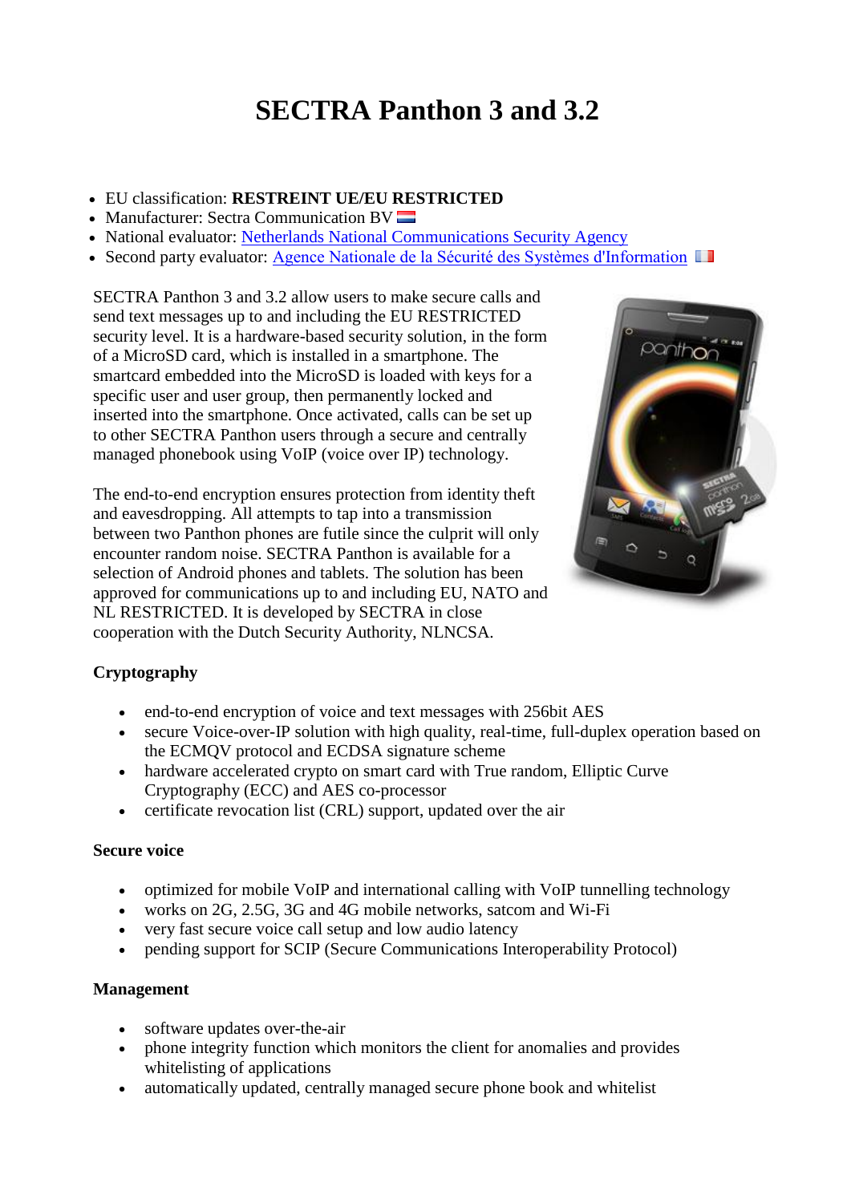# SECTRA Panthon 3 and 3.2

- EU classification: **RESTREINT UE/EU RESTRICTED**
- Manufacturer: Sectra Communication BV
- National evaluator: Netherlands National Communications Security Agency
- Second party evaluator: Agence Nationale de la Sécurité des Systèmes d'Information

SECTRA Panthon 3 and 3.2 allow users to make secure calls and send text messages up to and including the EU RESTRICTED security level. It is a hardware-based security solution, in the form of a MicroSD card, which is installed in a smartphone. The smartcard embedded into the MicroSD is loaded with keys for a specific user and user group, then permanently locked and inserted into the smartphone. Once activated, calls can be set up to other SECTRA Panthon users through a secure and centrally managed phonebook using VoIP (voice over IP) technology.

The end-to-end encryption ensures protection from identity theft and eavesdropping. All attempts to tap into a transmission between two Panthon phones are futile since the culprit will only encounter random noise. SECTRA Panthon is available for a selection of Android phones and tablets. The solution has been approved for communications up to and including EU, NATO and NL RESTRICTED. It is developed by SECTRA in close cooperation with the Dutch Security Authority, NLNCSA.

**Cryptography**

- end-to-end encryption of voice and text messages with 256bit AES
- secure Voice-over-IP solution with high quality, real-time, full-duplex operation based on the ECMQV protocol and ECDSA signature scheme
- hardware accelerated crypto on smart card with True random, Elliptic Curve Cryptography (ECC) and AES co-processor
- certificate revocation list (CRL) support, updated over the air

**Secure voice**

- optimized for mobile VoIP and international calling with VoIP tunnelling technology
- works on 2G, 2.5G, 3G and 4G mobile networks, satcom and Wi-Fi
- very fast secure voice call setup and low audio latency
- pending support for SCIP (Secure Communications Interoperability Protocol)

**Management**

- software updates over-the-air
- phone integrity function which monitors the client for anomalies and provides whitelisting of applications
- automatically updated, centrally managed secure phone book and whitelist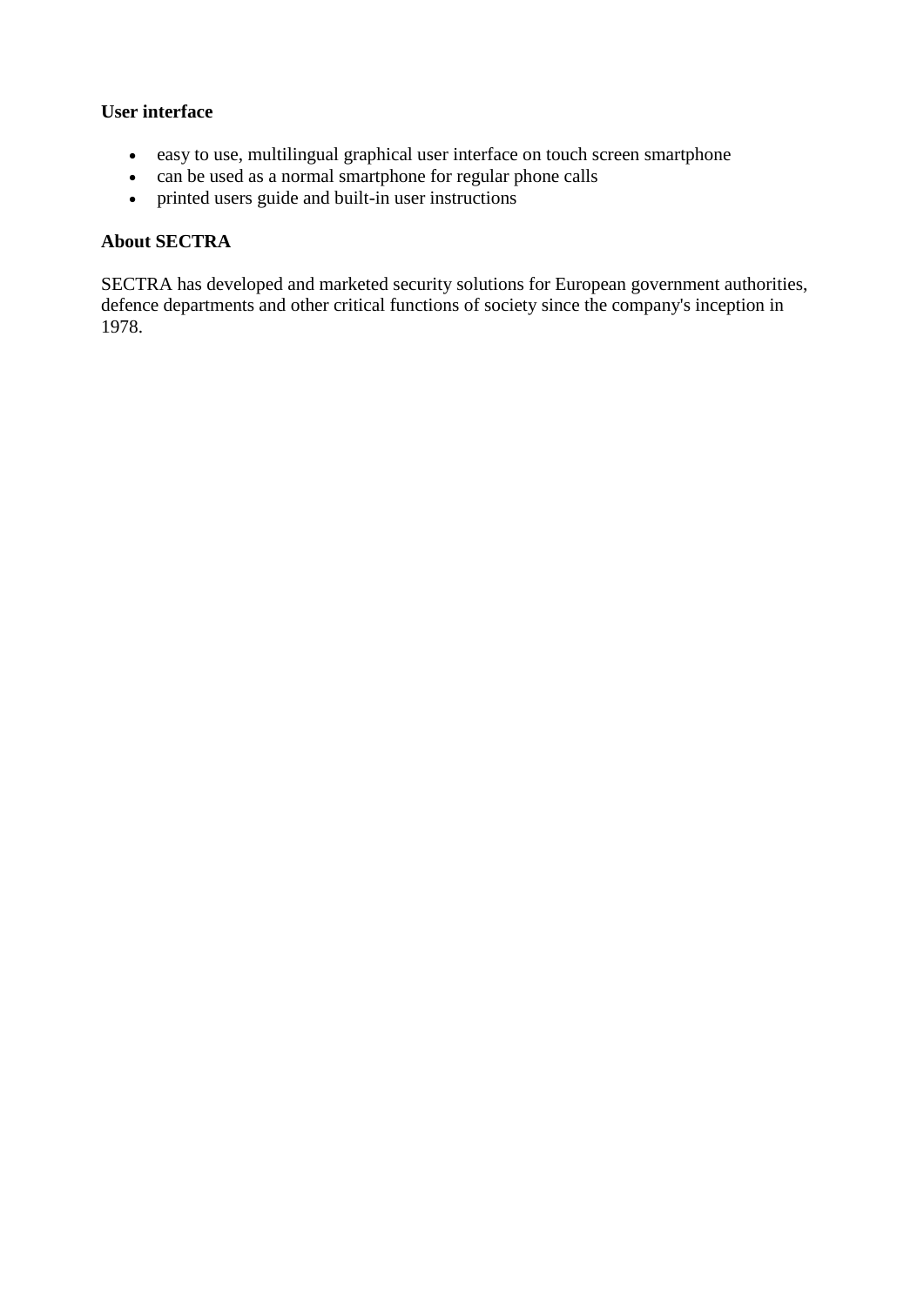**User interface**

- easy to use, multilingual graphical user interface on touch screen smartphone
- can be used as a normal smartphone for regular phone calls
- printed users guide and built-in user instructions

**About SECTRA**

SECTRA has developed and marketed security solutions for European government authorities, defence departments and other critical functions of society since the company's inception in 1978.